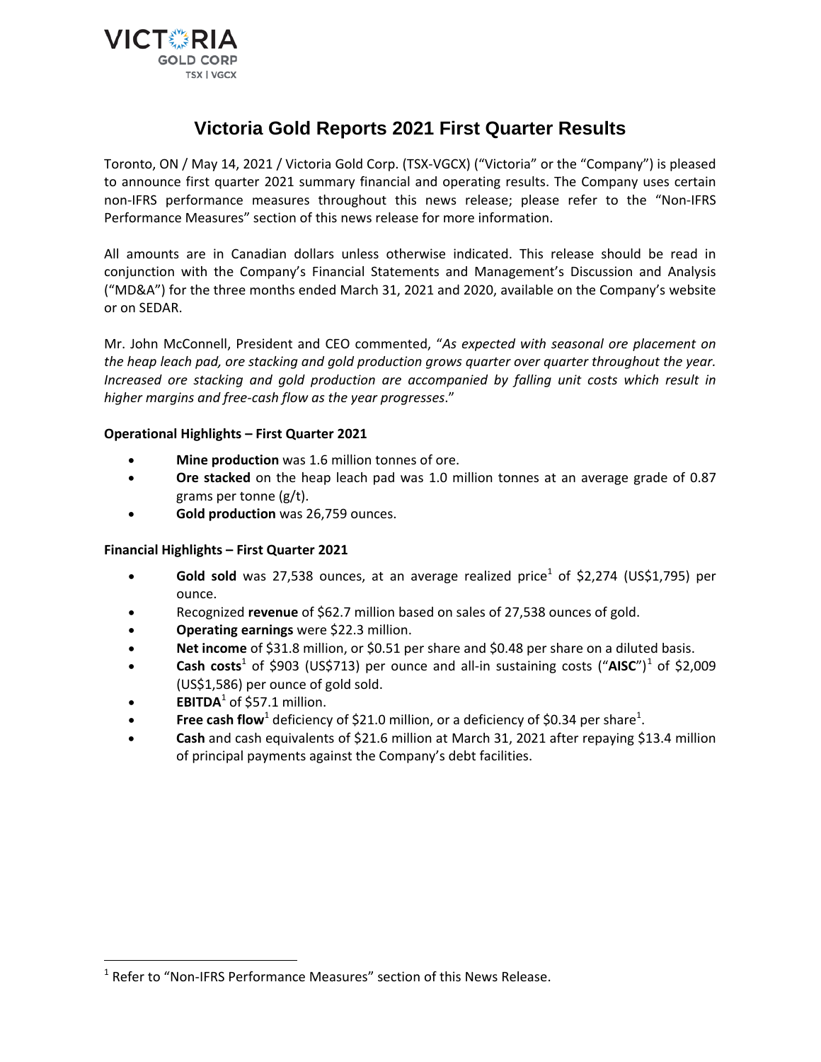# Victoria Gold Reports 2021 First Quarter Results

Toronto, ON / May 14, 2021 / Victoria Gold Corp. (TSX-VGCX) ("Victoria" or the "Company") is pleased to announce first quarter 2021 summary financial and operating results. The Company uses certain non-IFRS performance measures throughout this news release; please refer to the "Non-IFRS Performance Measures" section of this news release for more information.

All amounts are in Canadian dollars unless otherwise indicated. This release should be read in conjunction with the Company's Financial Statements and Management's Discussion and Analysis ("MD&A") for the three months ended March 31, 2021 and 2020, available on the Company's website or on SEDAR.

Mr. John McConnell, President and CEO commented, "*As expected with seasonal ore placement on the heap leach pad, ore stacking and gold production grows quarter over quarter throughout the year. Increased ore stacking and gold production are accompanied by falling unit costs which result in higher margins and free-cash flow as the year progresses*."

**Operational Highlights – First Quarter 2021**

- **Mine production** was 1.6 million tonnes of ore.
- **Ore stacked** on the heap leach pad was 1.0 million tonnes at an average grade of 0.87 grams per tonne (g/t).
- **Gold production** was 26,759 ounces.

**Financial Highlights – First Quarter 2021**

- **Gold sold** was 27,538 ounces, at an average realized price[1] of $2,274 (US$1,795) per ounce.
- Recognized **revenue** of $62.7 million based on sales of 27,538 ounces of gold.
- **Operating earnings** were $22.3 million.
- **Net income** of $31.8 million, or $0.51 per share and $0.48 per share on a diluted basis.
- **Cash costs**[1] of $903 (US$713) per ounce and all-in sustaining costs ("**AISC**")[1] of $2,009 (US$1,586) per ounce of gold sold.
- **EBITDA**[1] of $57.1 million.
- **Free cash flow**[1] deficiency of $21.0 million, or a deficiency of $0.34 per share[1].
- **Cash** and cash equivalents of $21.6 million at March 31, 2021 after repaying $13.4 million of principal payments against the Company's debt facilities.

[1] Refer to "Non-IFRS Performance Measures" section of this News Release.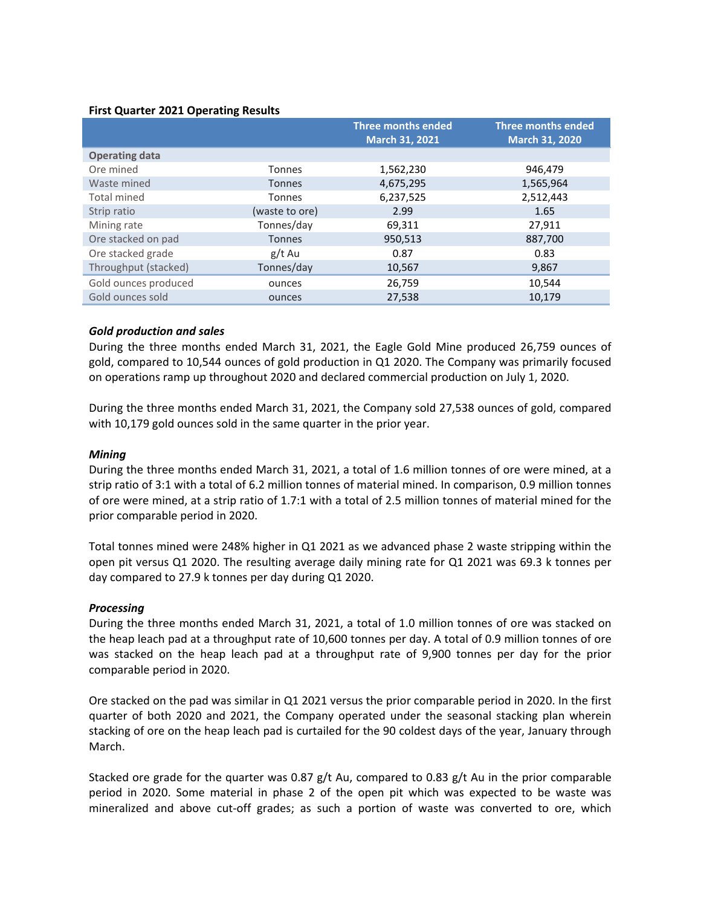**First Quarter 2021 Operating Results**

| | | Three months ended March 31, 2021 | Three months ended March 31, 2020 |
|---|---|---|---|
| **Operating data** | | | |
| Ore mined | Tonnes | 1,562,230 | 946,479 |
| Waste mined | Tonnes | 4,675,295 | 1,565,964 |
| Total mined | Tonnes | 6,237,525 | 2,512,443 |
| Strip ratio | (waste to ore) | 2.99 | 1.65 |
| Mining rate | Tonnes/day | 69,311 | 27,911 |
| Ore stacked on pad | Tonnes | 950,513 | 887,700 |
| Ore stacked grade | g/t Au | 0.87 | 0.83 |
| Throughput (stacked) | Tonnes/day | 10,567 | 9,867 |
| Gold ounces produced | ounces | 26,759 | 10,544 |
| Gold ounces sold | ounces | 27,538 | 10,179 |

***Gold production and sales***

During the three months ended March 31, 2021, the Eagle Gold Mine produced 26,759 ounces of gold, compared to 10,544 ounces of gold production in Q1 2020. The Company was primarily focused on operations ramp up throughout 2020 and declared commercial production on July 1, 2020.

During the three months ended March 31, 2021, the Company sold 27,538 ounces of gold, compared with 10,179 gold ounces sold in the same quarter in the prior year.

***Mining***

During the three months ended March 31, 2021, a total of 1.6 million tonnes of ore were mined, at a strip ratio of 3:1 with a total of 6.2 million tonnes of material mined. In comparison, 0.9 million tonnes of ore were mined, at a strip ratio of 1.7:1 with a total of 2.5 million tonnes of material mined for the prior comparable period in 2020.

Total tonnes mined were 248% higher in Q1 2021 as we advanced phase 2 waste stripping within the open pit versus Q1 2020. The resulting average daily mining rate for Q1 2021 was 69.3 k tonnes per day compared to 27.9 k tonnes per day during Q1 2020.

***Processing***

During the three months ended March 31, 2021, a total of 1.0 million tonnes of ore was stacked on the heap leach pad at a throughput rate of 10,600 tonnes per day. A total of 0.9 million tonnes of ore was stacked on the heap leach pad at a throughput rate of 9,900 tonnes per day for the prior comparable period in 2020.

Ore stacked on the pad was similar in Q1 2021 versus the prior comparable period in 2020. In the first quarter of both 2020 and 2021, the Company operated under the seasonal stacking plan wherein stacking of ore on the heap leach pad is curtailed for the 90 coldest days of the year, January through March.

Stacked ore grade for the quarter was 0.87 g/t Au, compared to 0.83 g/t Au in the prior comparable period in 2020. Some material in phase 2 of the open pit which was expected to be waste was mineralized and above cut-off grades; as such a portion of waste was converted to ore, which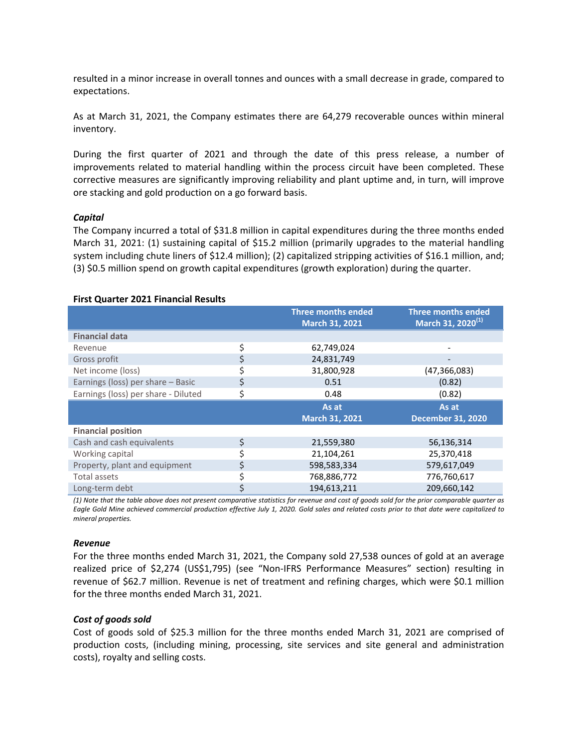resulted in a minor increase in overall tonnes and ounces with a small decrease in grade, compared to expectations.

As at March 31, 2021, the Company estimates there are 64,279 recoverable ounces within mineral inventory.

During the first quarter of 2021 and through the date of this press release, a number of improvements related to material handling within the process circuit have been completed. These corrective measures are significantly improving reliability and plant uptime and, in turn, will improve ore stacking and gold production on a go forward basis.

***Capital***

The Company incurred a total of $31.8 million in capital expenditures during the three months ended March 31, 2021: (1) sustaining capital of $15.2 million (primarily upgrades to the material handling system including chute liners of $12.4 million); (2) capitalized stripping activities of $16.1 million, and; (3) $0.5 million spend on growth capital expenditures (growth exploration) during the quarter.

**First Quarter 2021 Financial Results**

| | | Three months ended March 31, 2021 | Three months ended March 31, 2020[1] |
|---|---|---|---|
| **Financial data** | | | |
| Revenue | $ | 62,749,024 | - |
| Gross profit | $ | 24,831,749 | - |
| Net income (loss) | $ | 31,800,928 | (47,366,083) |
| Earnings (loss) per share – Basic | $ | 0.51 | (0.82) |
| Earnings (loss) per share - Diluted | $ | 0.48 | (0.82) |
| | | **As at March 31, 2021** | **As at December 31, 2020** |
| **Financial position** | | | |
| Cash and cash equivalents | $ | 21,559,380 | 56,136,314 |
| Working capital | $ | 21,104,261 | 25,370,418 |
| Property, plant and equipment | $ | 598,583,334 | 579,617,049 |
| Total assets | $ | 768,886,772 | 776,760,617 |
| Long-term debt | $ | 194,613,211 | 209,660,142 |

*(1) Note that the table above does not present comparative statistics for revenue and cost of goods sold for the prior comparable quarter as Eagle Gold Mine achieved commercial production effective July 1, 2020. Gold sales and related costs prior to that date were capitalized to mineral properties.*

***Revenue***

For the three months ended March 31, 2021, the Company sold 27,538 ounces of gold at an average realized price of $2,274 (US$1,795) (see "Non-IFRS Performance Measures" section) resulting in revenue of $62.7 million. Revenue is net of treatment and refining charges, which were $0.1 million for the three months ended March 31, 2021.

***Cost of goods sold***

Cost of goods sold of $25.3 million for the three months ended March 31, 2021 are comprised of production costs, (including mining, processing, site services and site general and administration costs), royalty and selling costs.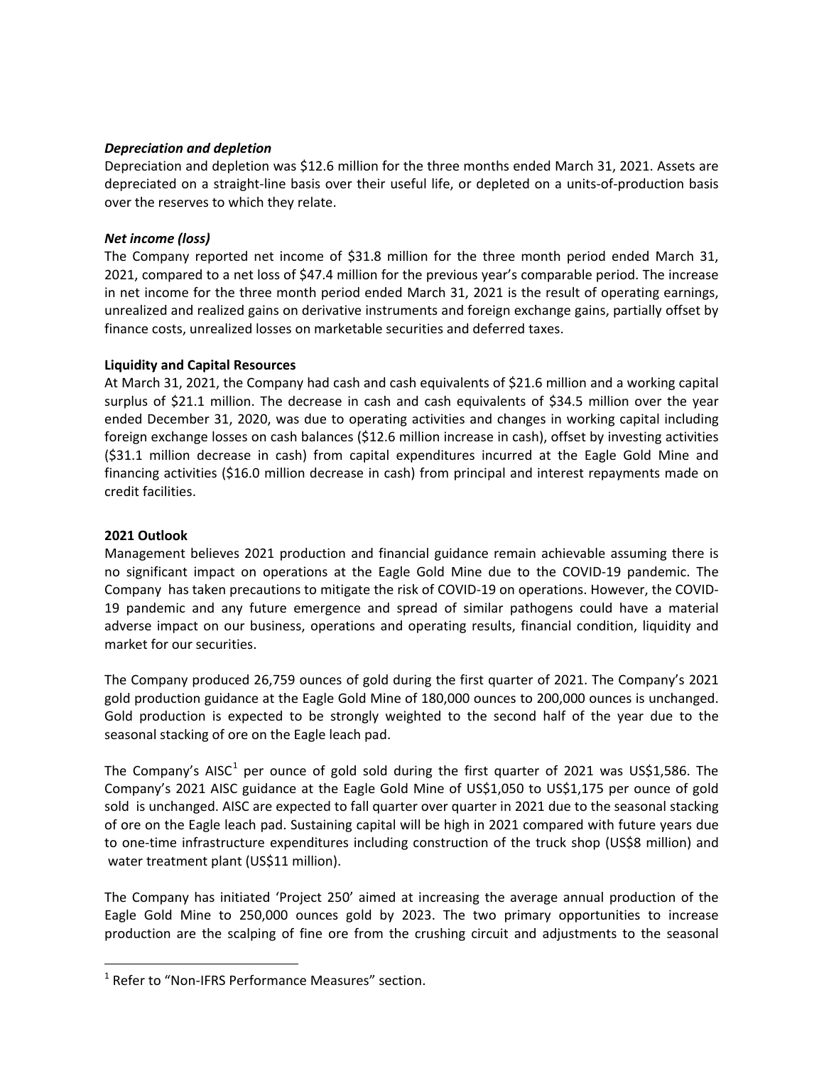***Depreciation and depletion***

Depreciation and depletion was $12.6 million for the three months ended March 31, 2021. Assets are depreciated on a straight-line basis over their useful life, or depleted on a units-of-production basis over the reserves to which they relate.

***Net income (loss)***

The Company reported net income of $31.8 million for the three month period ended March 31, 2021, compared to a net loss of $47.4 million for the previous year's comparable period. The increase in net income for the three month period ended March 31, 2021 is the result of operating earnings, unrealized and realized gains on derivative instruments and foreign exchange gains, partially offset by finance costs, unrealized losses on marketable securities and deferred taxes.

**Liquidity and Capital Resources**

At March 31, 2021, the Company had cash and cash equivalents of $21.6 million and a working capital surplus of $21.1 million. The decrease in cash and cash equivalents of $34.5 million over the year ended December 31, 2020, was due to operating activities and changes in working capital including foreign exchange losses on cash balances ($12.6 million increase in cash), offset by investing activities ($31.1 million decrease in cash) from capital expenditures incurred at the Eagle Gold Mine and financing activities ($16.0 million decrease in cash) from principal and interest repayments made on credit facilities.

**2021 Outlook**

Management believes 2021 production and financial guidance remain achievable assuming there is no significant impact on operations at the Eagle Gold Mine due to the COVID-19 pandemic. The Company has taken precautions to mitigate the risk of COVID-19 on operations. However, the COVID-19 pandemic and any future emergence and spread of similar pathogens could have a material adverse impact on our business, operations and operating results, financial condition, liquidity and market for our securities.

The Company produced 26,759 ounces of gold during the first quarter of 2021. The Company's 2021 gold production guidance at the Eagle Gold Mine of 180,000 ounces to 200,000 ounces is unchanged. Gold production is expected to be strongly weighted to the second half of the year due to the seasonal stacking of ore on the Eagle leach pad.

The Company's AISC[1] per ounce of gold sold during the first quarter of 2021 was US$1,586. The Company's 2021 AISC guidance at the Eagle Gold Mine of US$1,050 to US$1,175 per ounce of gold sold is unchanged. AISC are expected to fall quarter over quarter in 2021 due to the seasonal stacking of ore on the Eagle leach pad. Sustaining capital will be high in 2021 compared with future years due to one-time infrastructure expenditures including construction of the truck shop (US$8 million) and water treatment plant (US$11 million).

The Company has initiated 'Project 250' aimed at increasing the average annual production of the Eagle Gold Mine to 250,000 ounces gold by 2023. The two primary opportunities to increase production are the scalping of fine ore from the crushing circuit and adjustments to the seasonal

[1] Refer to "Non-IFRS Performance Measures" section.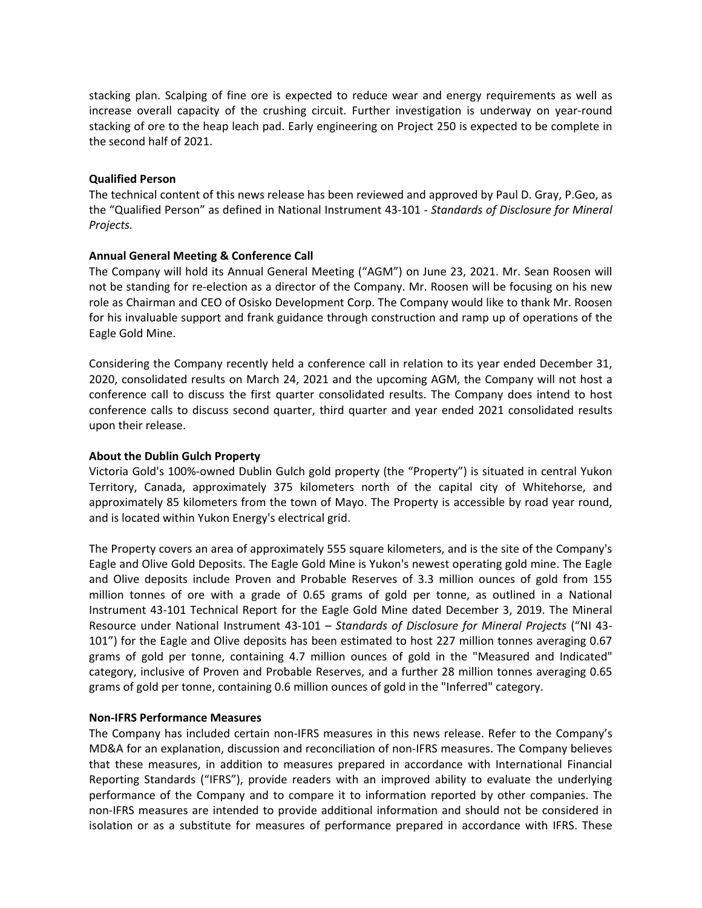stacking plan. Scalping of fine ore is expected to reduce wear and energy requirements as well as increase overall capacity of the crushing circuit. Further investigation is underway on year-round stacking of ore to the heap leach pad. Early engineering on Project 250 is expected to be complete in the second half of 2021.

**Qualified Person**

The technical content of this news release has been reviewed and approved by Paul D. Gray, P.Geo, as the "Qualified Person" as defined in National Instrument 43-101 - *Standards of Disclosure for Mineral Projects.*

**Annual General Meeting & Conference Call**

The Company will hold its Annual General Meeting ("AGM") on June 23, 2021. Mr. Sean Roosen will not be standing for re-election as a director of the Company. Mr. Roosen will be focusing on his new role as Chairman and CEO of Osisko Development Corp. The Company would like to thank Mr. Roosen for his invaluable support and frank guidance through construction and ramp up of operations of the Eagle Gold Mine.

Considering the Company recently held a conference call in relation to its year ended December 31, 2020, consolidated results on March 24, 2021 and the upcoming AGM, the Company will not host a conference call to discuss the first quarter consolidated results. The Company does intend to host conference calls to discuss second quarter, third quarter and year ended 2021 consolidated results upon their release.

**About the Dublin Gulch Property**

Victoria Gold's 100%-owned Dublin Gulch gold property (the "Property") is situated in central Yukon Territory, Canada, approximately 375 kilometers north of the capital city of Whitehorse, and approximately 85 kilometers from the town of Mayo. The Property is accessible by road year round, and is located within Yukon Energy's electrical grid.

The Property covers an area of approximately 555 square kilometers, and is the site of the Company's Eagle and Olive Gold Deposits. The Eagle Gold Mine is Yukon's newest operating gold mine. The Eagle and Olive deposits include Proven and Probable Reserves of 3.3 million ounces of gold from 155 million tonnes of ore with a grade of 0.65 grams of gold per tonne, as outlined in a National Instrument 43-101 Technical Report for the Eagle Gold Mine dated December 3, 2019. The Mineral Resource under National Instrument 43-101 – *Standards of Disclosure for Mineral Projects* ("NI 43-101") for the Eagle and Olive deposits has been estimated to host 227 million tonnes averaging 0.67 grams of gold per tonne, containing 4.7 million ounces of gold in the "Measured and Indicated" category, inclusive of Proven and Probable Reserves, and a further 28 million tonnes averaging 0.65 grams of gold per tonne, containing 0.6 million ounces of gold in the "Inferred" category.

**Non-IFRS Performance Measures**

The Company has included certain non-IFRS measures in this news release. Refer to the Company's MD&A for an explanation, discussion and reconciliation of non-IFRS measures. The Company believes that these measures, in addition to measures prepared in accordance with International Financial Reporting Standards ("IFRS"), provide readers with an improved ability to evaluate the underlying performance of the Company and to compare it to information reported by other companies. The non-IFRS measures are intended to provide additional information and should not be considered in isolation or as a substitute for measures of performance prepared in accordance with IFRS. These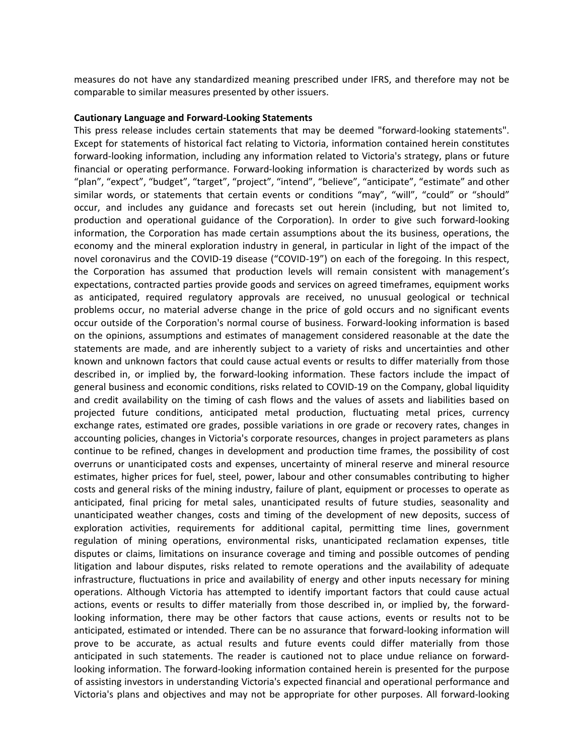measures do not have any standardized meaning prescribed under IFRS, and therefore may not be comparable to similar measures presented by other issuers.

**Cautionary Language and Forward-Looking Statements**

This press release includes certain statements that may be deemed "forward-looking statements". Except for statements of historical fact relating to Victoria, information contained herein constitutes forward-looking information, including any information related to Victoria's strategy, plans or future financial or operating performance. Forward-looking information is characterized by words such as "plan", "expect", "budget", "target", "project", "intend", "believe", "anticipate", "estimate" and other similar words, or statements that certain events or conditions "may", "will", "could" or "should" occur, and includes any guidance and forecasts set out herein (including, but not limited to, production and operational guidance of the Corporation). In order to give such forward-looking information, the Corporation has made certain assumptions about the its business, operations, the economy and the mineral exploration industry in general, in particular in light of the impact of the novel coronavirus and the COVID-19 disease ("COVID-19") on each of the foregoing. In this respect, the Corporation has assumed that production levels will remain consistent with management's expectations, contracted parties provide goods and services on agreed timeframes, equipment works as anticipated, required regulatory approvals are received, no unusual geological or technical problems occur, no material adverse change in the price of gold occurs and no significant events occur outside of the Corporation's normal course of business. Forward-looking information is based on the opinions, assumptions and estimates of management considered reasonable at the date the statements are made, and are inherently subject to a variety of risks and uncertainties and other known and unknown factors that could cause actual events or results to differ materially from those described in, or implied by, the forward-looking information. These factors include the impact of general business and economic conditions, risks related to COVID-19 on the Company, global liquidity and credit availability on the timing of cash flows and the values of assets and liabilities based on projected future conditions, anticipated metal production, fluctuating metal prices, currency exchange rates, estimated ore grades, possible variations in ore grade or recovery rates, changes in accounting policies, changes in Victoria's corporate resources, changes in project parameters as plans continue to be refined, changes in development and production time frames, the possibility of cost overruns or unanticipated costs and expenses, uncertainty of mineral reserve and mineral resource estimates, higher prices for fuel, steel, power, labour and other consumables contributing to higher costs and general risks of the mining industry, failure of plant, equipment or processes to operate as anticipated, final pricing for metal sales, unanticipated results of future studies, seasonality and unanticipated weather changes, costs and timing of the development of new deposits, success of exploration activities, requirements for additional capital, permitting time lines, government regulation of mining operations, environmental risks, unanticipated reclamation expenses, title disputes or claims, limitations on insurance coverage and timing and possible outcomes of pending litigation and labour disputes, risks related to remote operations and the availability of adequate infrastructure, fluctuations in price and availability of energy and other inputs necessary for mining operations. Although Victoria has attempted to identify important factors that could cause actual actions, events or results to differ materially from those described in, or implied by, the forward-looking information, there may be other factors that cause actions, events or results not to be anticipated, estimated or intended. There can be no assurance that forward-looking information will prove to be accurate, as actual results and future events could differ materially from those anticipated in such statements. The reader is cautioned not to place undue reliance on forward-looking information. The forward-looking information contained herein is presented for the purpose of assisting investors in understanding Victoria's expected financial and operational performance and Victoria's plans and objectives and may not be appropriate for other purposes. All forward-looking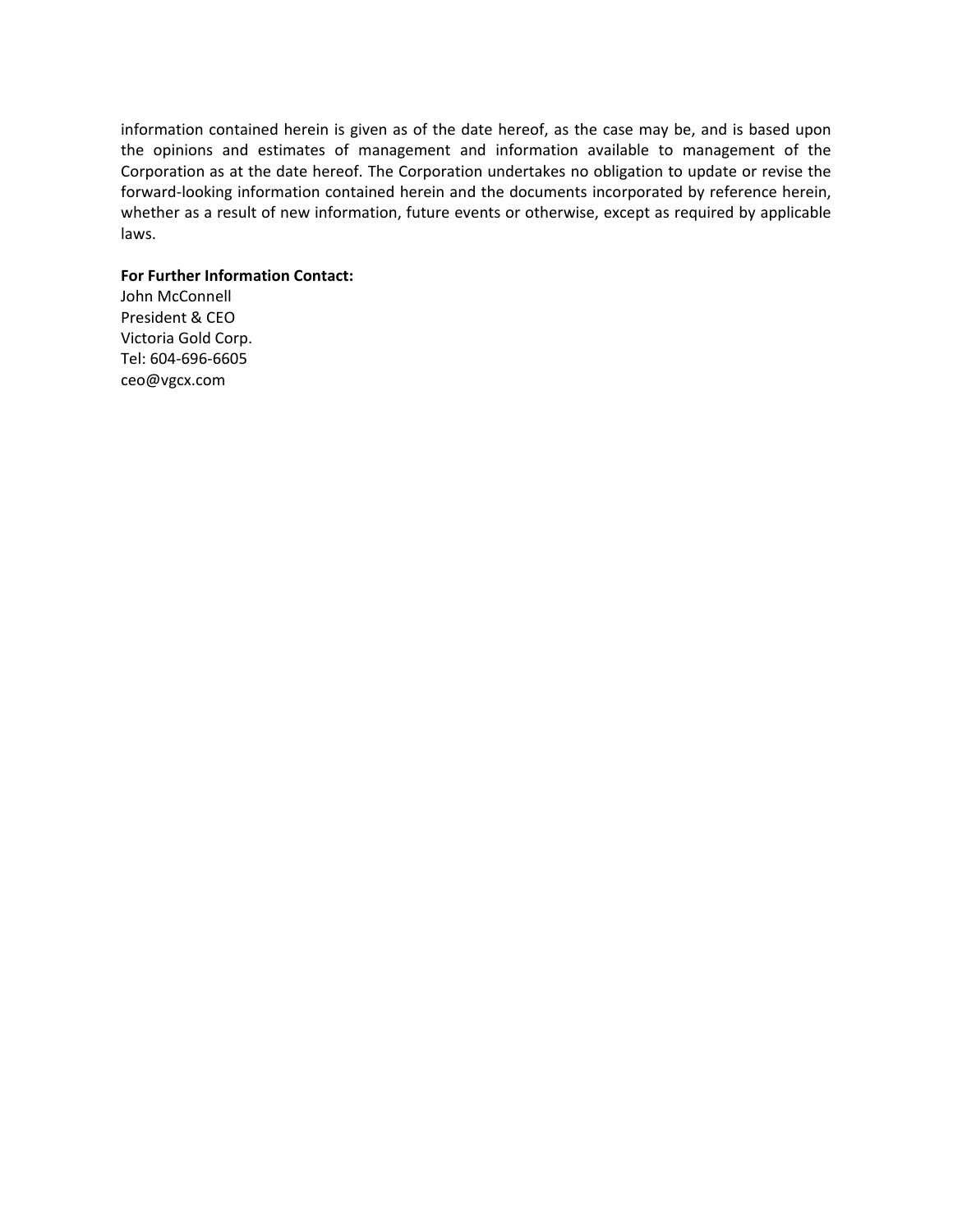information contained herein is given as of the date hereof, as the case may be, and is based upon the opinions and estimates of management and information available to management of the Corporation as at the date hereof. The Corporation undertakes no obligation to update or revise the forward-looking information contained herein and the documents incorporated by reference herein, whether as a result of new information, future events or otherwise, except as required by applicable laws.

**For Further Information Contact:**
John McConnell
President & CEO
Victoria Gold Corp.
Tel: 604-696-6605
ceo@vgcx.com